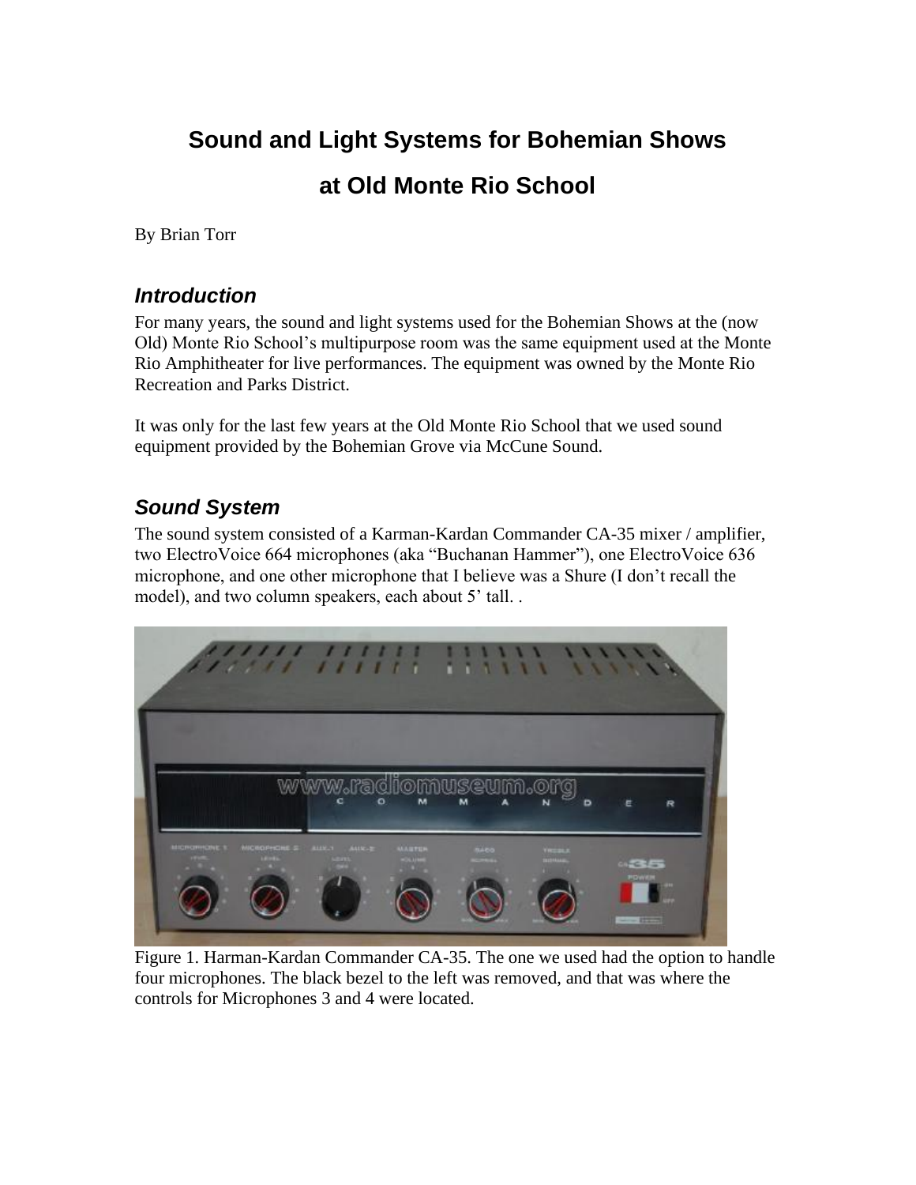# Sound and Light Systems for Bohemian Shows

# at Old Monte Rio School

By Brian Torr

## *Introduction*

For many years, the sound and light systems used for the Bohemian Shows at the (now Old) Monte Rio School's multipurpose room was the same equipment used at the Monte Rio Amphitheater for live performances. The equipment was owned by the Monte Rio Recreation and Parks District.

It was only for the last few years at the Old Monte Rio School that we used sound equipment provided by the Bohemian Grove via McCune Sound.

## *Sound System*

The sound system consisted of a Karman-Kardan Commander CA-35 mixer / amplifier, two ElectroVoice 664 microphones (aka "Buchanan Hammer"), one ElectroVoice 636 microphone, and one other microphone that I believe was a Shure (I don't recall the model), and two column speakers, each about 5' tall. .

Figure 1. Harman-Kardan Commander CA-35. The one we used had the option to handle four microphones. The black bezel to the left was removed, and that was where the controls for Microphones 3 and 4 were located.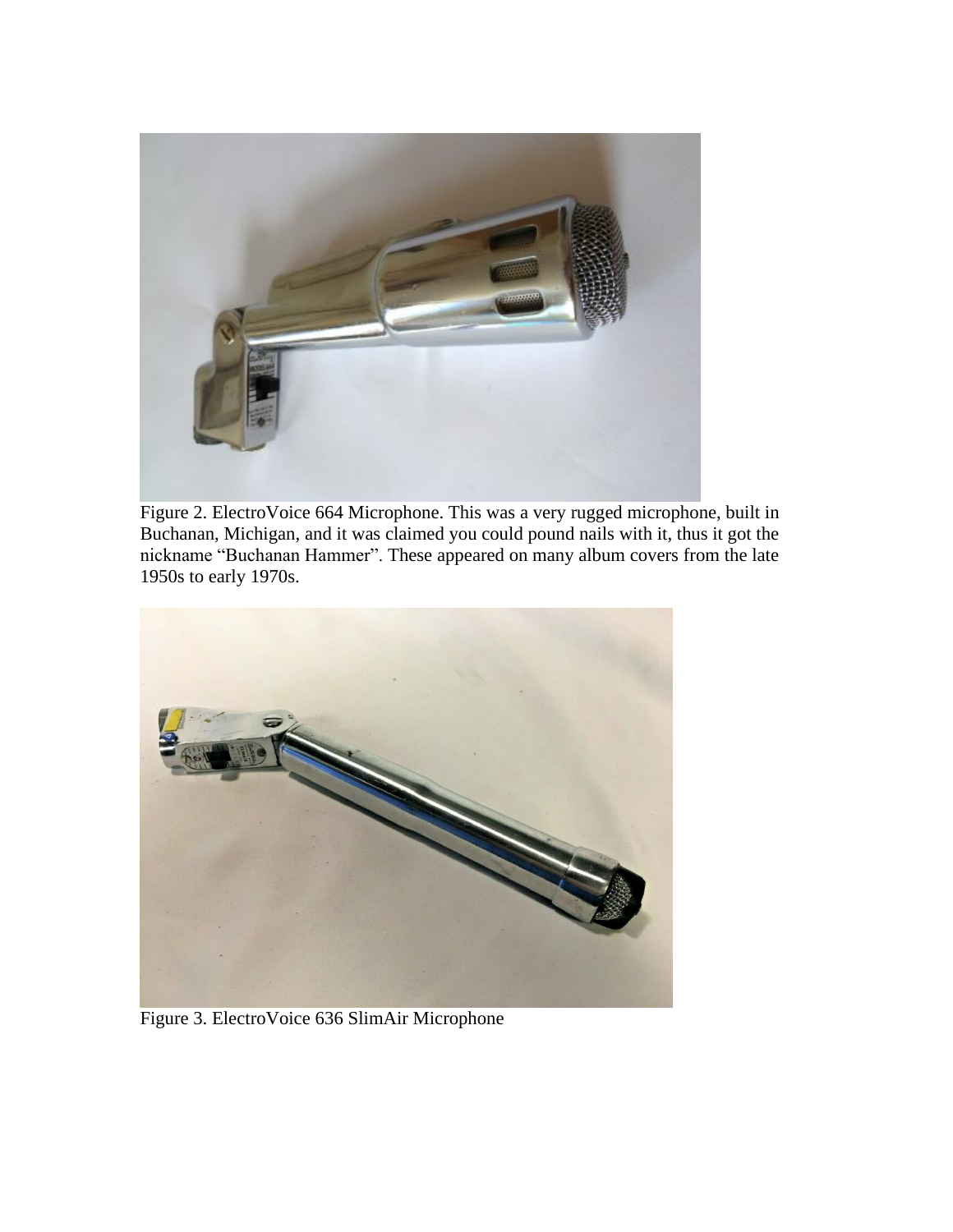Figure 2. ElectroVoice 664 Microphone. This was a very rugged microphone, built in Buchanan, Michigan, and it was claimed you could pound nails with it, thus it got the nickname "Buchanan Hammer". These appeared on many album covers from the late 1950s to early 1970s.

Figure 3. ElectroVoice 636 SlimAir Microphone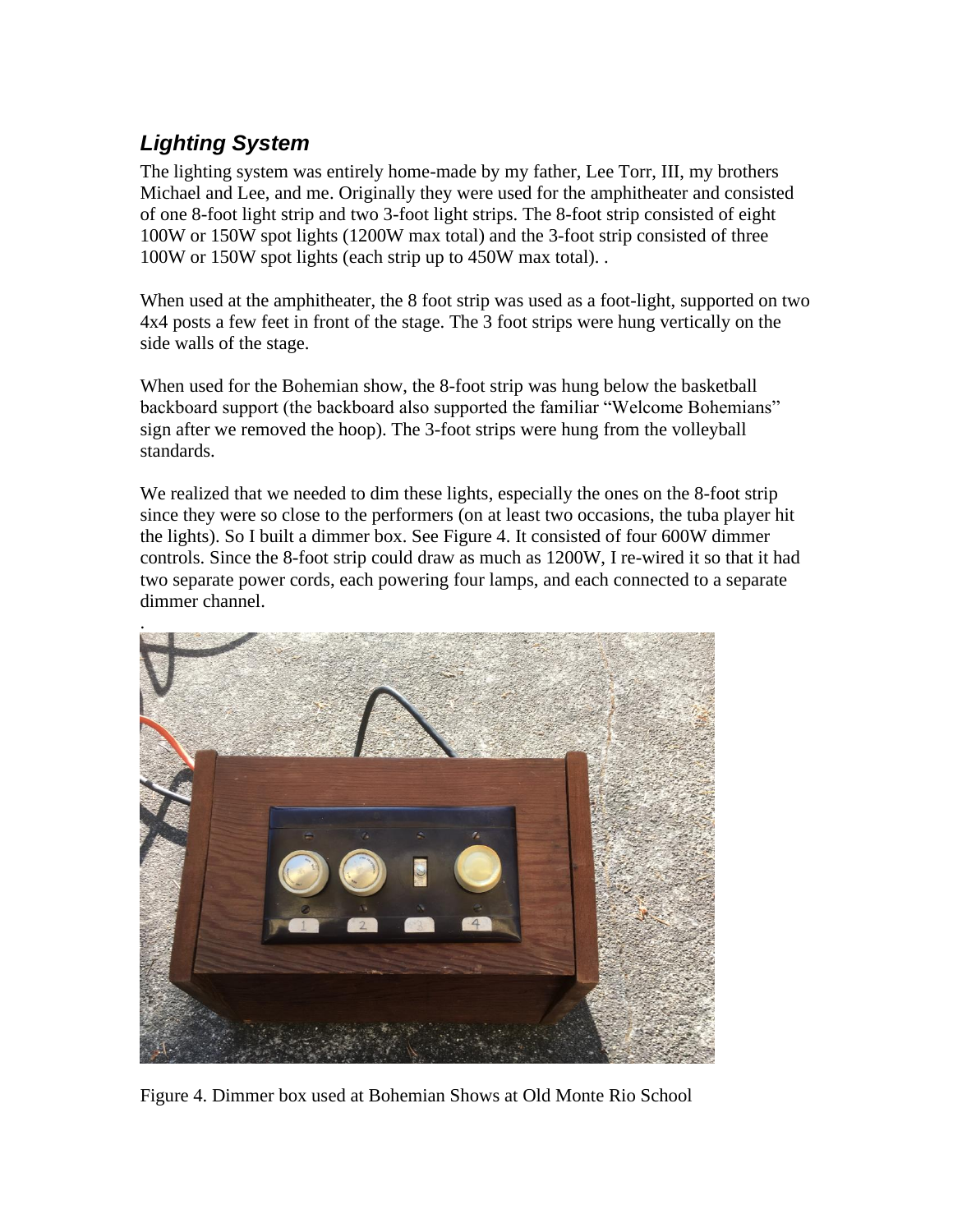## *Lighting System*

The lighting system was entirely home-made by my father, Lee Torr, III, my brothers Michael and Lee, and me. Originally they were used for the amphitheater and consisted of one 8-foot light strip and two 3-foot light strips. The 8-foot strip consisted of eight 100W or 150W spot lights (1200W max total) and the 3-foot strip consisted of three 100W or 150W spot lights (each strip up to 450W max total). .

When used at the amphitheater, the 8 foot strip was used as a foot-light, supported on two 4x4 posts a few feet in front of the stage. The 3 foot strips were hung vertically on the side walls of the stage.

When used for the Bohemian show, the 8-foot strip was hung below the basketball backboard support (the backboard also supported the familiar "Welcome Bohemians" sign after we removed the hoop). The 3-foot strips were hung from the volleyball standards.

We realized that we needed to dim these lights, especially the ones on the 8-foot strip since they were so close to the performers (on at least two occasions, the tuba player hit the lights). So I built a dimmer box. See Figure 4. It consisted of four 600W dimmer controls. Since the 8-foot strip could draw as much as 1200W, I re-wired it so that it had two separate power cords, each powering four lamps, and each connected to a separate dimmer channel.

.

Figure 4. Dimmer box used at Bohemian Shows at Old Monte Rio School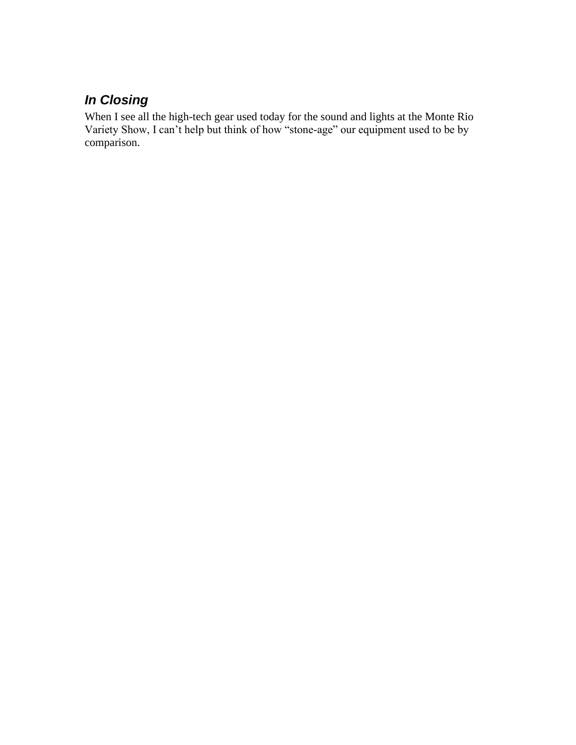### *In Closing*

When I see all the high-tech gear used today for the sound and lights at the Monte Rio Variety Show, I can't help but think of how "stone-age" our equipment used to be by comparison.